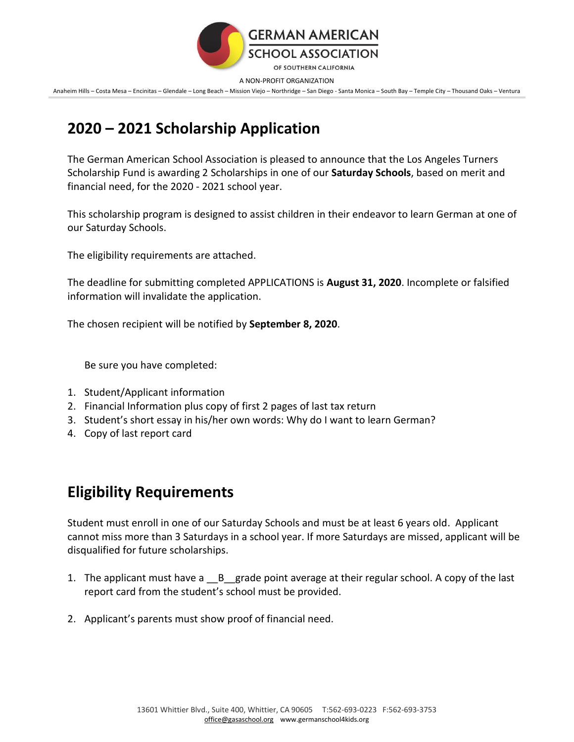GERMAN AMERICAN SCHOOL ASSOCIATION

OF SOUTHERN CALIFORNIA

A NON-PROFIT ORGANIZATION

Anaheim Hills – Costa Mesa – Encinitas – Glendale – Long Beach – Mission Viejo – Northridge – San Diego - Santa Monica – South Bay – Temple City – Thousand Oaks – Ventura

## 2020 – 2021 Scholarship Application

The German American School Association is pleased to announce that the Los Angeles Turners Scholarship Fund is awarding 2 Scholarships in one of our **Saturday Schools**, based on merit and financial need, for the 2020 - 2021 school year.

This scholarship program is designed to assist children in their endeavor to learn German at one of our Saturday Schools.

The eligibility requirements are attached.

The deadline for submitting completed APPLICATIONS is **August 31, 2020**. Incomplete or falsified information will invalidate the application.

The chosen recipient will be notified by **September 8, 2020**.

Be sure you have completed:

1. Student/Applicant information
2. Financial Information plus copy of first 2 pages of last tax return
3. Student's short essay in his/her own words: Why do I want to learn German?
4. Copy of last report card

## Eligibility Requirements

Student must enroll in one of our Saturday Schools and must be at least 6 years old. Applicant cannot miss more than 3 Saturdays in a school year. If more Saturdays are missed, applicant will be disqualified for future scholarships.

1. The applicant must have a __B__grade point average at their regular school. A copy of the last report card from the student's school must be provided.

2. Applicant's parents must show proof of financial need.

13601 Whittier Blvd., Suite 400, Whittier, CA 90605 T:562-693-0223 F:562-693-3753
office@gasaschool.org www.germanschool4kids.org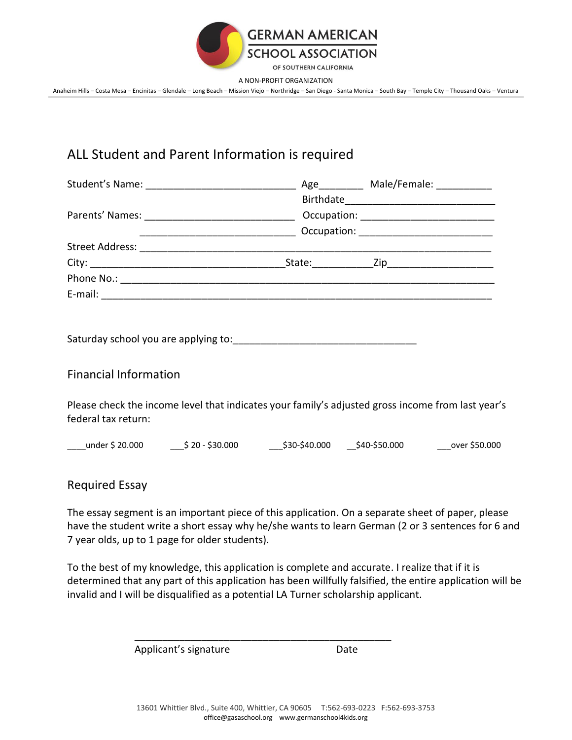GERMAN AMERICAN SCHOOL ASSOCIATION

OF SOUTHERN CALIFORNIA

A NON-PROFIT ORGANIZATION

Anaheim Hills – Costa Mesa – Encinitas – Glendale – Long Beach – Mission Viejo – Northridge – San Diego - Santa Monica – South Bay – Temple City – Thousand Oaks – Ventura

## ALL Student and Parent Information is required

Student's Name: ___________________________ Age________ Male/Female: __________

Birthdate___________________________

Parents' Names: ___________________________ Occupation: ________________________

____________________________ Occupation: ________________________

Street Address: ________________________________________________________________

City: ___________________________________State:___________Zip___________________

Phone No.: _____________________________________________________________________

E-mail: _______________________________________________________________________

Saturday school you are applying to:_________________________________

## Financial Information

Please check the income level that indicates your family's adjusted gross income from last year's federal tax return:

____under $ 20.000 ___$ 20 - $30.000 ___$30-$40.000 __$40-$50.000 ___over $50.000

## Required Essay

The essay segment is an important piece of this application. On a separate sheet of paper, please have the student write a short essay why he/she wants to learn German (2 or 3 sentences for 6 and 7 year olds, up to 1 page for older students).

To the best of my knowledge, this application is complete and accurate. I realize that if it is determined that any part of this application has been willfully falsified, the entire application will be invalid and I will be disqualified as a potential LA Turner scholarship applicant.

_______________________________________________

Applicant's signature Date

13601 Whittier Blvd., Suite 400, Whittier, CA 90605 T:562-693-0223 F:562-693-3753
office@gasaschool.org www.germanschool4kids.org